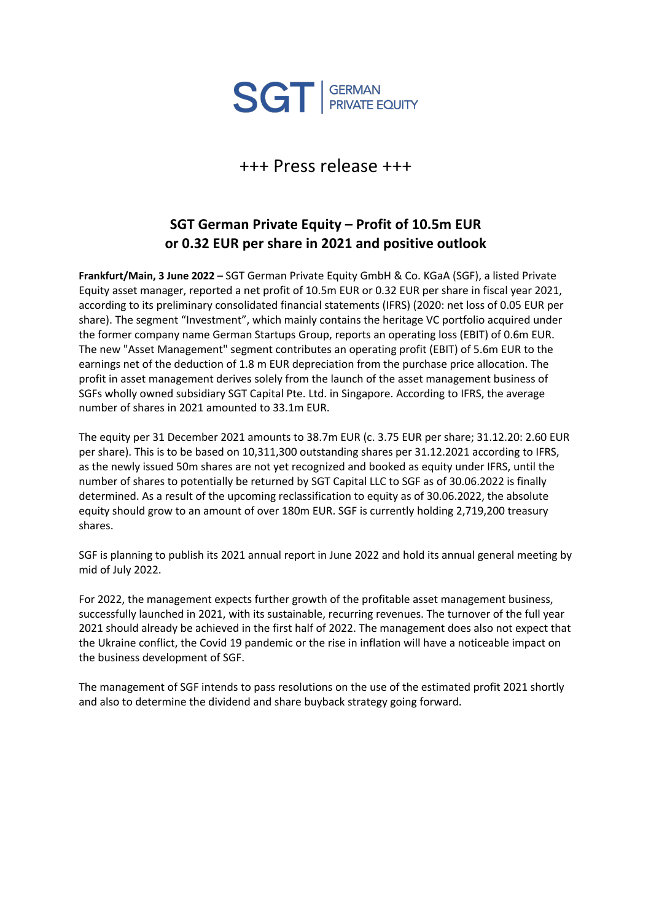SGT | GERMAN PRIVATE EQUITY

+++ Press release +++

## SGT German Private Equity – Profit of 10.5m EUR or 0.32 EUR per share in 2021 and positive outlook

**Frankfurt/Main, 3 June 2022 –** SGT German Private Equity GmbH & Co. KGaA (SGF), a listed Private Equity asset manager, reported a net profit of 10.5m EUR or 0.32 EUR per share in fiscal year 2021, according to its preliminary consolidated financial statements (IFRS) (2020: net loss of 0.05 EUR per share). The segment "Investment", which mainly contains the heritage VC portfolio acquired under the former company name German Startups Group, reports an operating loss (EBIT) of 0.6m EUR. The new "Asset Management" segment contributes an operating profit (EBIT) of 5.6m EUR to the earnings net of the deduction of 1.8 m EUR depreciation from the purchase price allocation. The profit in asset management derives solely from the launch of the asset management business of SGFs wholly owned subsidiary SGT Capital Pte. Ltd. in Singapore. According to IFRS, the average number of shares in 2021 amounted to 33.1m EUR.

The equity per 31 December 2021 amounts to 38.7m EUR (c. 3.75 EUR per share; 31.12.20: 2.60 EUR per share). This is to be based on 10,311,300 outstanding shares per 31.12.2021 according to IFRS, as the newly issued 50m shares are not yet recognized and booked as equity under IFRS, until the number of shares to potentially be returned by SGT Capital LLC to SGF as of 30.06.2022 is finally determined. As a result of the upcoming reclassification to equity as of 30.06.2022, the absolute equity should grow to an amount of over 180m EUR. SGF is currently holding 2,719,200 treasury shares.

SGF is planning to publish its 2021 annual report in June 2022 and hold its annual general meeting by mid of July 2022.

For 2022, the management expects further growth of the profitable asset management business, successfully launched in 2021, with its sustainable, recurring revenues. The turnover of the full year 2021 should already be achieved in the first half of 2022. The management does also not expect that the Ukraine conflict, the Covid 19 pandemic or the rise in inflation will have a noticeable impact on the business development of SGF.

The management of SGF intends to pass resolutions on the use of the estimated profit 2021 shortly and also to determine the dividend and share buyback strategy going forward.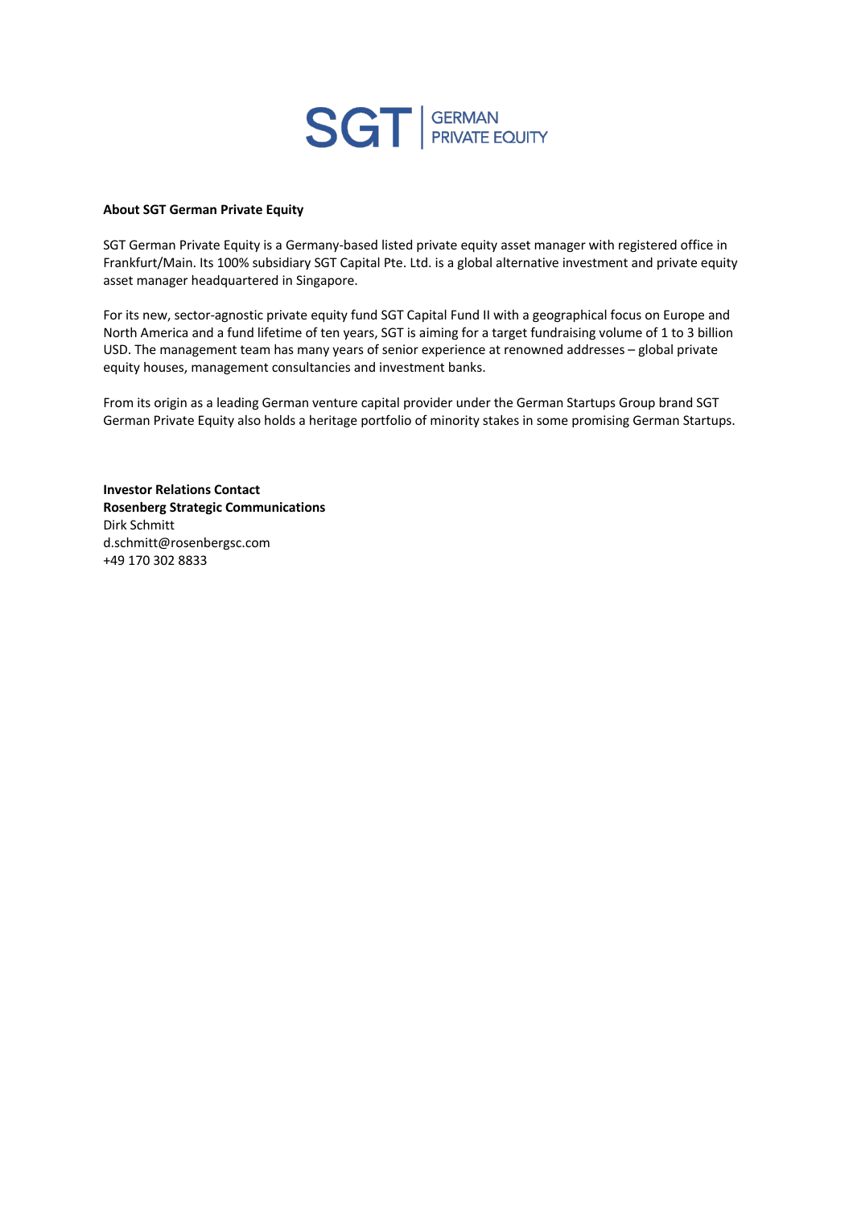SGT | GERMAN PRIVATE EQUITY

**About SGT German Private Equity**

SGT German Private Equity is a Germany-based listed private equity asset manager with registered office in Frankfurt/Main. Its 100% subsidiary SGT Capital Pte. Ltd. is a global alternative investment and private equity asset manager headquartered in Singapore.

For its new, sector-agnostic private equity fund SGT Capital Fund II with a geographical focus on Europe and North America and a fund lifetime of ten years, SGT is aiming for a target fundraising volume of 1 to 3 billion USD. The management team has many years of senior experience at renowned addresses – global private equity houses, management consultancies and investment banks.

From its origin as a leading German venture capital provider under the German Startups Group brand SGT German Private Equity also holds a heritage portfolio of minority stakes in some promising German Startups.

**Investor Relations Contact**
**Rosenberg Strategic Communications**
Dirk Schmitt
d.schmitt@rosenbergsc.com
+49 170 302 8833